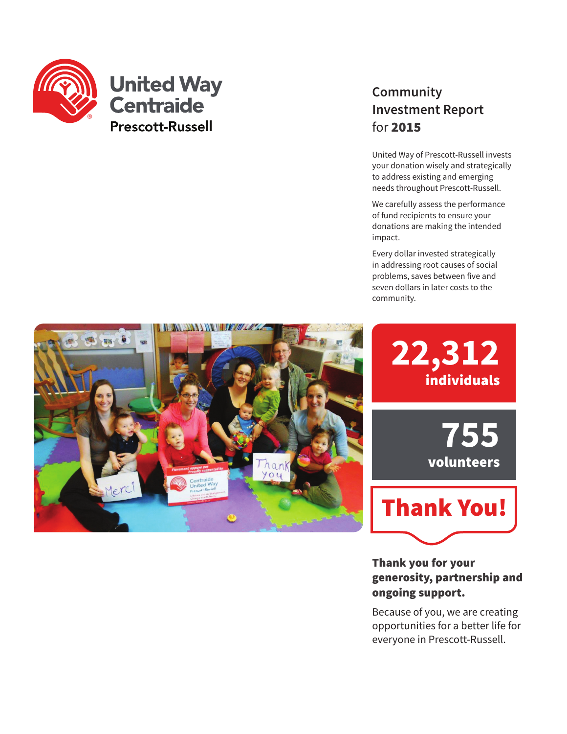United Way
Centraide
Prescott-Russell

# Community Investment Report for **2015**

United Way of Prescott-Russell invests your donation wisely and strategically to address existing and emerging needs throughout Prescott-Russell.

We carefully assess the performance of fund recipients to ensure your donations are making the intended impact.

Every dollar invested strategically in addressing root causes of social problems, saves between five and seven dollars in later costs to the community.

**22,312**
**individuals**

**755**
**volunteers**

## Thank You!

**Thank you for your generosity, partnership and ongoing support.**

Because of you, we are creating opportunities for a better life for everyone in Prescott-Russell.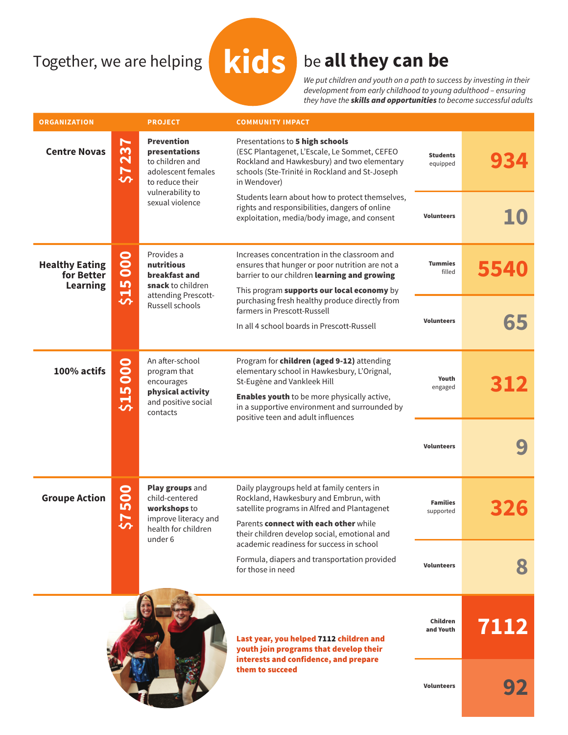# Together, we are helping **kids** be **all they can be**

*We put children and youth on a path to success by investing in their development from early childhood to young adulthood – ensuring they have the **skills and opportunities** to become successful adults*

| ORGANIZATION | | PROJECT | COMMUNITY IMPACT | | |
|---|---|---|---|---|---|
| **Centre Novas** | **$7237** | **Prevention presentations** to children and adolescent females to reduce their vulnerability to sexual violence | Presentations to **5 high schools** (ESC Plantagenet, L'Escale, Le Sommet, CEFEO Rockland and Hawkesbury) and two elementary schools (Ste-Trinité in Rockland and St-Joseph in Wendover)<br><br>Students learn about how to protect themselves, rights and responsibilities, dangers of online exploitation, media/body image, and consent | **Students** equipped | **934** |
| | | | | **Volunteers** | **10** |
| **Healthy Eating for Better Learning** | **$15 000** | Provides a **nutritious breakfast and snack** to children attending Prescott-Russell schools | Increases concentration in the classroom and ensures that hunger or poor nutrition are not a barrier to our children **learning and growing**<br><br>This program **supports our local economy** by purchasing fresh healthy produce directly from farmers in Prescott-Russell<br><br>In all 4 school boards in Prescott-Russell | **Tummies** filled | **5540** |
| | | | | **Volunteers** | **65** |
| **100% actifs** | **$15 000** | An after-school program that encourages **physical activity** and positive social contacts | Program for **children (aged 9-12)** attending elementary school in Hawkesbury, L'Orignal, St-Eugène and Vankleek Hill<br><br>**Enables youth** to be more physically active, in a supportive environment and surrounded by positive teen and adult influences | **Youth** engaged | **312** |
| | | | | **Volunteers** | **9** |
| **Groupe Action** | **$7500** | **Play groups** and child-centered **workshops** to improve literacy and health for children under 6 | Daily playgroups held at family centers in Rockland, Hawkesbury and Embrun, with satellite programs in Alfred and Plantagenet<br><br>Parents **connect with each other** while their children develop social, emotional and academic readiness for success in school<br><br>Formula, diapers and transportation provided for those in need | **Families** supported | **326** |
| | | | | **Volunteers** | **8** |
| | | | **Last year, you helped 7112 children and youth join programs that develop their interests and confidence, and prepare them to succeed** | **Children and Youth** | **7112** |
| | | | | **Volunteers** | **92** |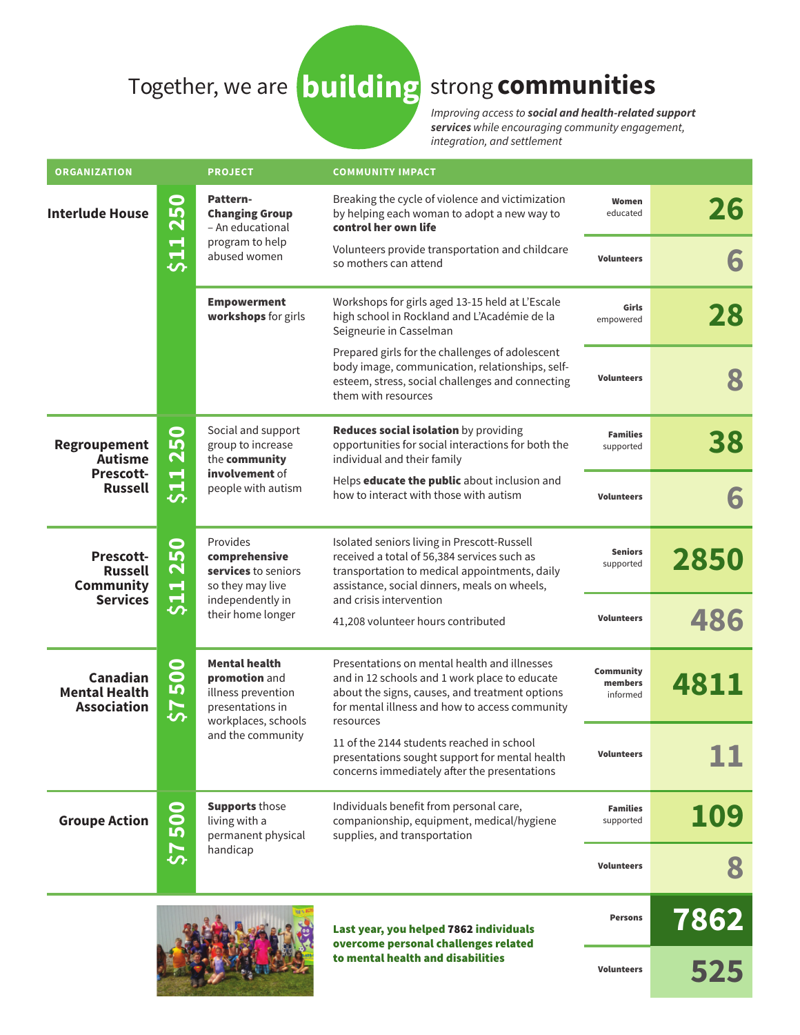# Together, we are building strong communities

*Improving access to **social and health-related support services** while encouraging community engagement, integration, and settlement*

| ORGANIZATION | | PROJECT | COMMUNITY IMPACT | | |
|---|---|---|---|---|---|
| **Interlude House** | **$11 250** | **Pattern-Changing Group** – An educational program to help abused women | Breaking the cycle of violence and victimization by helping each woman to adopt a new way to **control her own life** | **Women** educated | **26** |
| | | | Volunteers provide transportation and childcare so mothers can attend | **Volunteers** | **6** |
| | | **Empowerment workshops** for girls | Workshops for girls aged 13-15 held at L'Escale high school in Rockland and L'Académie de la Seigneurie in Casselman | **Girls** empowered | **28** |
| | | | Prepared girls for the challenges of adolescent body image, communication, relationships, self-esteem, stress, social challenges and connecting them with resources | **Volunteers** | **8** |
| **Regroupement Autisme Prescott-Russell** | **$11 250** | Social and support group to increase the **community involvement** of people with autism | **Reduces social isolation** by providing opportunities for social interactions for both the individual and their family | **Families** supported | **38** |
| | | | Helps **educate the public** about inclusion and how to interact with those with autism | **Volunteers** | **6** |
| **Prescott-Russell Community Services** | **$11 250** | Provides **comprehensive services** to seniors so they may live independently in their home longer | Isolated seniors living in Prescott-Russell received a total of 56,384 services such as transportation to medical appointments, daily assistance, social dinners, meals on wheels, and crisis intervention | **Seniors** supported | **2850** |
| | | | 41,208 volunteer hours contributed | **Volunteers** | **486** |
| **Canadian Mental Health Association** | **$7 500** | **Mental health promotion** and illness prevention presentations in workplaces, schools and the community | Presentations on mental health and illnesses and in 12 schools and 1 work place to educate about the signs, causes, and treatment options for mental illness and how to access community resources | **Community members** informed | **4811** |
| | | | 11 of the 2144 students reached in school presentations sought support for mental health concerns immediately after the presentations | **Volunteers** | **11** |
| **Groupe Action** | **$7 500** | **Supports** those living with a permanent physical handicap | Individuals benefit from personal care, companionship, equipment, medical/hygiene supplies, and transportation | **Families** supported | **109** |
| | | | | **Volunteers** | **8** |
| | | | **Last year, you helped 7862 individuals overcome personal challenges related to mental health and disabilities** | **Persons** | **7862** |
| | | | | **Volunteers** | **525** |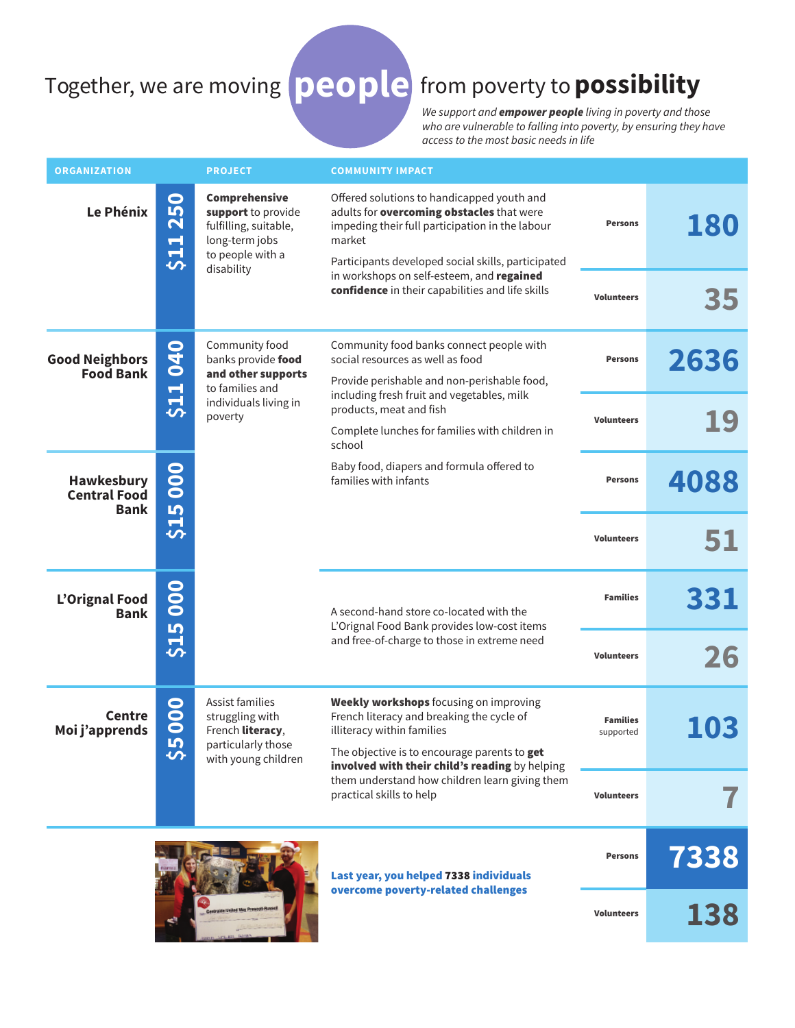# Together, we are moving **people** from poverty to **possibility**

*We support and **empower people** living in poverty and those who are vulnerable to falling into poverty, by ensuring they have access to the most basic needs in life*

| ORGANIZATION | | PROJECT | COMMUNITY IMPACT | | |
|---|---|---|---|---|---|
| **Le Phénix** | **$11 250** | **Comprehensive support** to provide fulfilling, suitable, long-term jobs to people with a disability | Offered solutions to handicapped youth and adults for **overcoming obstacles** that were impeding their full participation in the labour market<br><br>Participants developed social skills, participated in workshops on self-esteem, and **regained confidence** in their capabilities and life skills | Persons | 180 |
| | | | | Volunteers | 35 |
| **Good Neighbors Food Bank** | **$11 040** | Community food banks provide **food and other supports** to families and individuals living in poverty | Community food banks connect people with social resources as well as food<br><br>Provide perishable and non-perishable food, including fresh fruit and vegetables, milk products, meat and fish<br><br>Complete lunches for families with children in school<br><br>Baby food, diapers and formula offered to families with infants | Persons | 2636 |
| | | | | Volunteers | 19 |
| **Hawkesbury Central Food Bank** | **$15 000** | | | Persons | 4088 |
| | | | | Volunteers | 51 |
| **L'Orignal Food Bank** | **$15 000** | | A second-hand store co-located with the L'Orignal Food Bank provides low-cost items and free-of-charge to those in extreme need | Families | 331 |
| | | | | Volunteers | 26 |
| **Centre Moi j'apprends** | **$5 000** | Assist families struggling with French **literacy**, particularly those with young children | **Weekly workshops** focusing on improving French literacy and breaking the cycle of illiteracy within families<br><br>The objective is to encourage parents to **get involved with their child's reading** by helping them understand how children learn giving them practical skills to help | Families supported | 103 |
| | | | | Volunteers | 7 |

**Last year, you helped 7338 individuals overcome poverty-related challenges**

| | |
|---|---|
| Persons | 7338 |
| Volunteers | 138 |